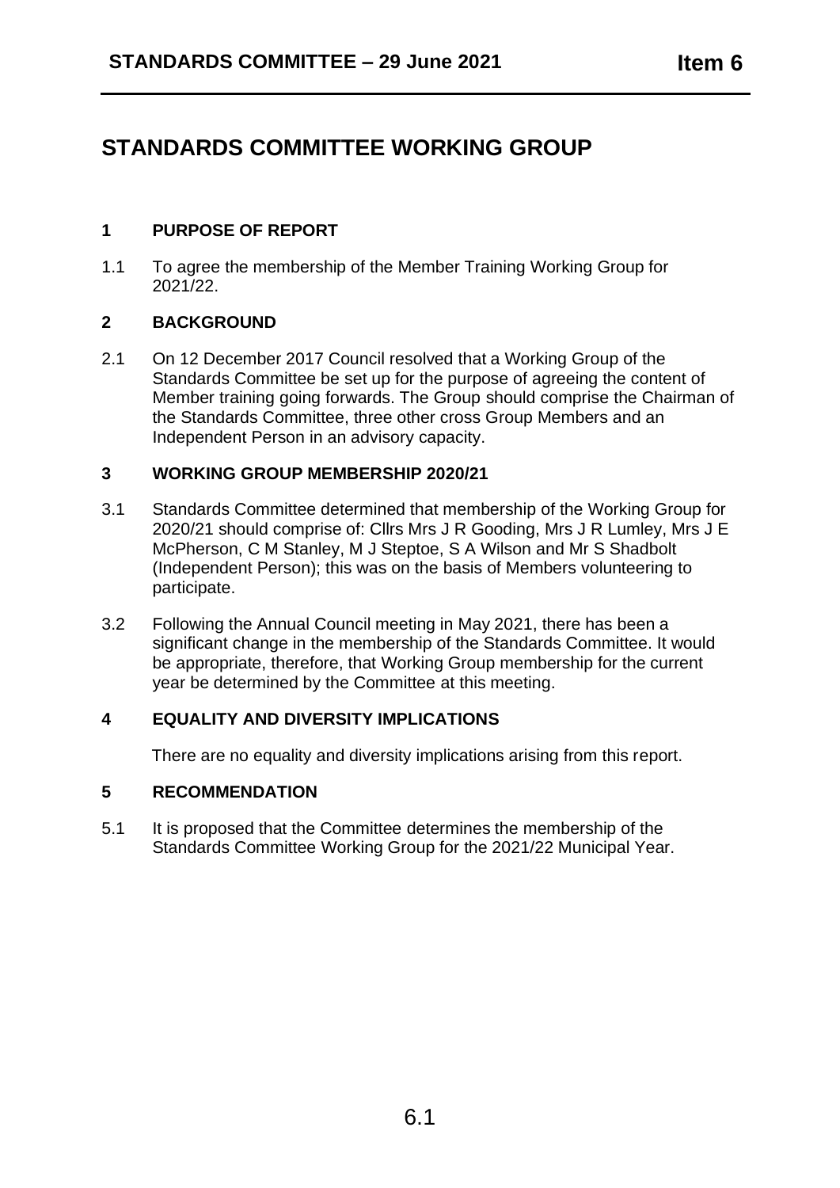# STANDARDS COMMITTEE WORKING GROUP

## 1 PURPOSE OF REPORT

1.1 To agree the membership of the Member Training Working Group for 2021/22.

## 2 BACKGROUND

2.1 On 12 December 2017 Council resolved that a Working Group of the Standards Committee be set up for the purpose of agreeing the content of Member training going forwards. The Group should comprise the Chairman of the Standards Committee, three other cross Group Members and an Independent Person in an advisory capacity.

## 3 WORKING GROUP MEMBERSHIP 2020/21

3.1 Standards Committee determined that membership of the Working Group for 2020/21 should comprise of: Cllrs Mrs J R Gooding, Mrs J R Lumley, Mrs J E McPherson, C M Stanley, M J Steptoe, S A Wilson and Mr S Shadbolt (Independent Person); this was on the basis of Members volunteering to participate.

3.2 Following the Annual Council meeting in May 2021, there has been a significant change in the membership of the Standards Committee. It would be appropriate, therefore, that Working Group membership for the current year be determined by the Committee at this meeting.

## 4 EQUALITY AND DIVERSITY IMPLICATIONS

There are no equality and diversity implications arising from this report.

## 5 RECOMMENDATION

5.1 It is proposed that the Committee determines the membership of the Standards Committee Working Group for the 2021/22 Municipal Year.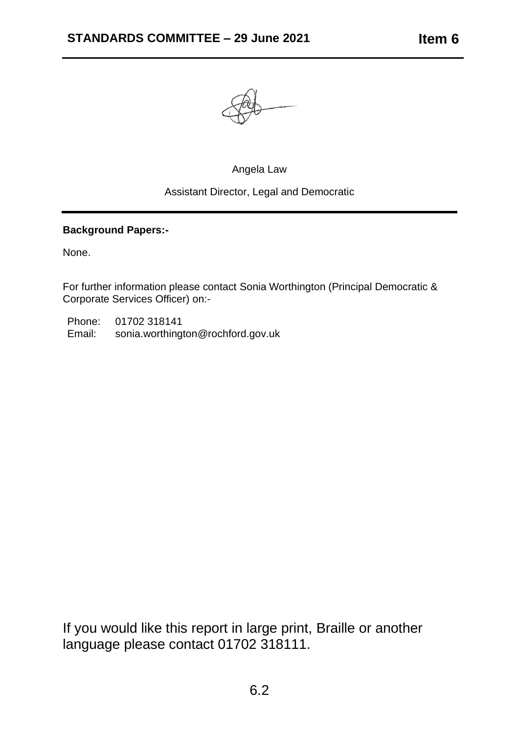Angela Law

Assistant Director, Legal and Democratic

**Background Papers:-**

None.

For further information please contact Sonia Worthington (Principal Democratic & Corporate Services Officer) on:-

Phone: 01702 318141
Email: sonia.worthington@rochford.gov.uk

If you would like this report in large print, Braille or another language please contact 01702 318111.